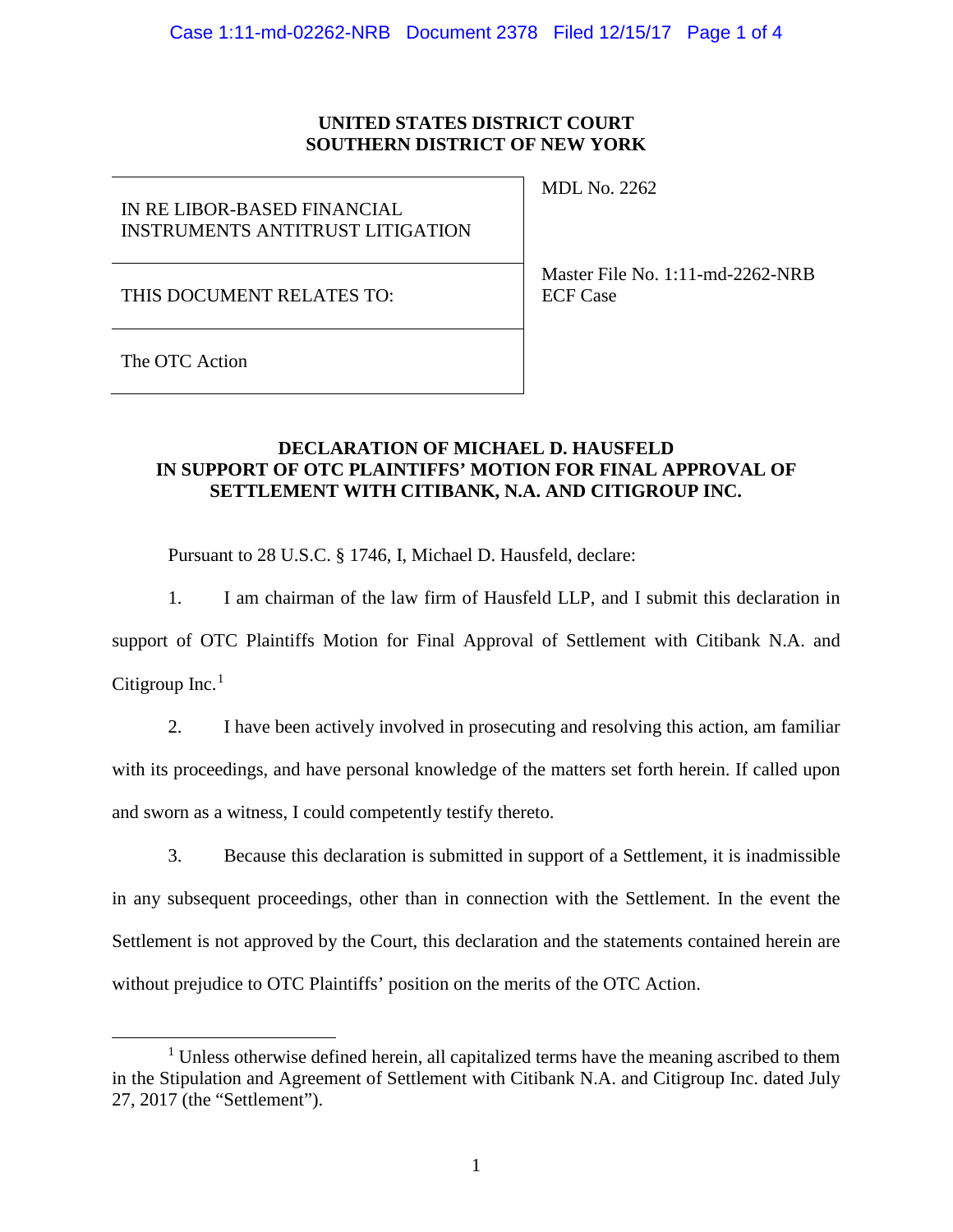**UNITED STATES DISTRICT COURT**
**SOUTHERN DISTRICT OF NEW YORK**

| | |
|---|---|
| IN RE LIBOR-BASED FINANCIAL INSTRUMENTS ANTITRUST LITIGATION | MDL No. 2262 |
| THIS DOCUMENT RELATES TO: | Master File No. 1:11-md-2262-NRB ECF Case |
| The OTC Action | |

**DECLARATION OF MICHAEL D. HAUSFELD IN SUPPORT OF OTC PLAINTIFFS' MOTION FOR FINAL APPROVAL OF SETTLEMENT WITH CITIBANK, N.A. AND CITIGROUP INC.**

Pursuant to 28 U.S.C. § 1746, I, Michael D. Hausfeld, declare:

1. I am chairman of the law firm of Hausfeld LLP, and I submit this declaration in support of OTC Plaintiffs Motion for Final Approval of Settlement with Citibank N.A. and Citigroup Inc.[1]

2. I have been actively involved in prosecuting and resolving this action, am familiar with its proceedings, and have personal knowledge of the matters set forth herein. If called upon and sworn as a witness, I could competently testify thereto.

3. Because this declaration is submitted in support of a Settlement, it is inadmissible in any subsequent proceedings, other than in connection with the Settlement. In the event the Settlement is not approved by the Court, this declaration and the statements contained herein are without prejudice to OTC Plaintiffs' position on the merits of the OTC Action.

[1] Unless otherwise defined herein, all capitalized terms have the meaning ascribed to them in the Stipulation and Agreement of Settlement with Citibank N.A. and Citigroup Inc. dated July 27, 2017 (the "Settlement").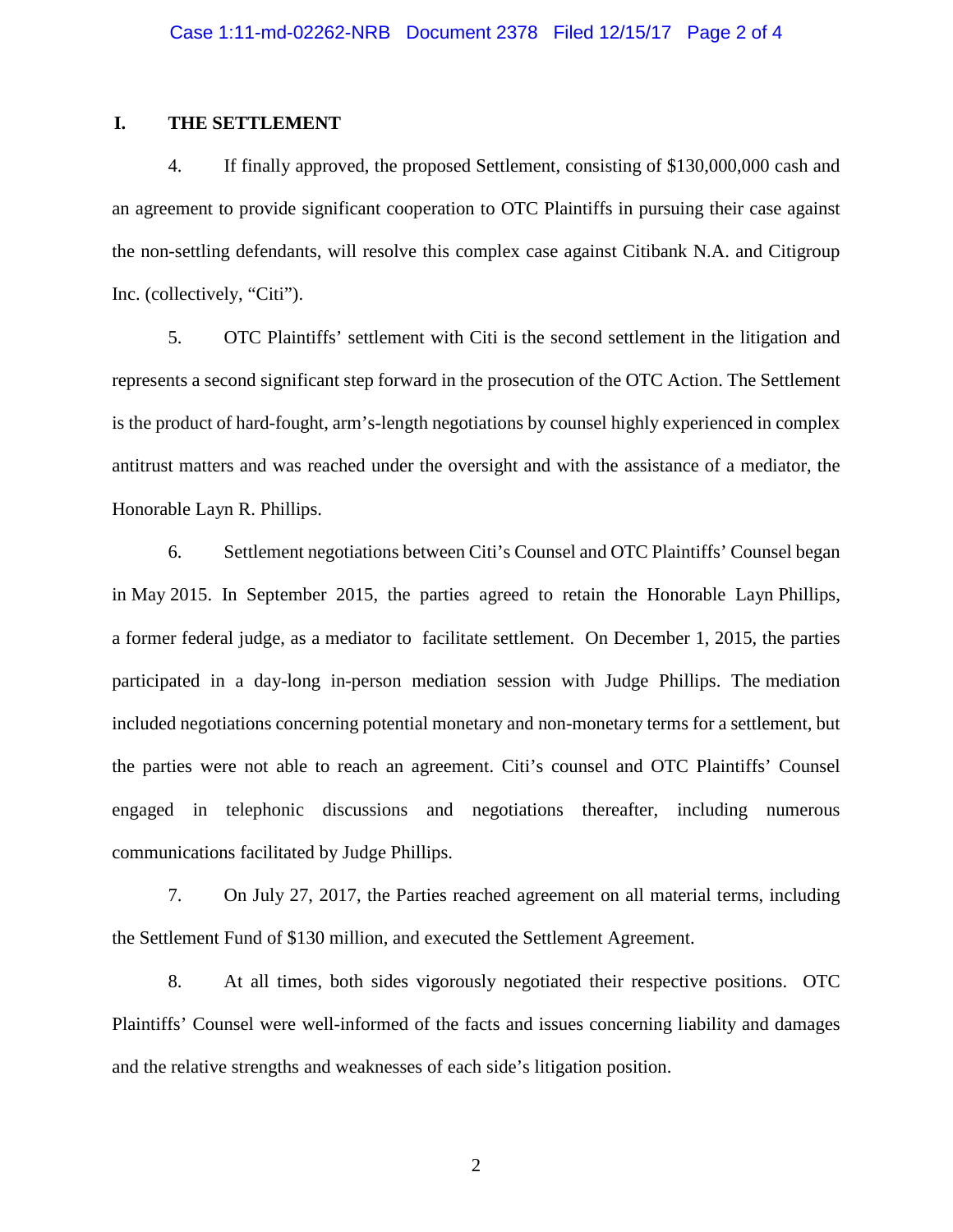## I. THE SETTLEMENT

4. If finally approved, the proposed Settlement, consisting of $130,000,000 cash and an agreement to provide significant cooperation to OTC Plaintiffs in pursuing their case against the non-settling defendants, will resolve this complex case against Citibank N.A. and Citigroup Inc. (collectively, "Citi").

5. OTC Plaintiffs' settlement with Citi is the second settlement in the litigation and represents a second significant step forward in the prosecution of the OTC Action. The Settlement is the product of hard-fought, arm's-length negotiations by counsel highly experienced in complex antitrust matters and was reached under the oversight and with the assistance of a mediator, the Honorable Layn R. Phillips.

6. Settlement negotiations between Citi's Counsel and OTC Plaintiffs' Counsel began in May 2015. In September 2015, the parties agreed to retain the Honorable Layn Phillips, a former federal judge, as a mediator to facilitate settlement. On December 1, 2015, the parties participated in a day-long in-person mediation session with Judge Phillips. The mediation included negotiations concerning potential monetary and non-monetary terms for a settlement, but the parties were not able to reach an agreement. Citi's counsel and OTC Plaintiffs' Counsel engaged in telephonic discussions and negotiations thereafter, including numerous communications facilitated by Judge Phillips.

7. On July 27, 2017, the Parties reached agreement on all material terms, including the Settlement Fund of $130 million, and executed the Settlement Agreement.

8. At all times, both sides vigorously negotiated their respective positions. OTC Plaintiffs' Counsel were well-informed of the facts and issues concerning liability and damages and the relative strengths and weaknesses of each side's litigation position.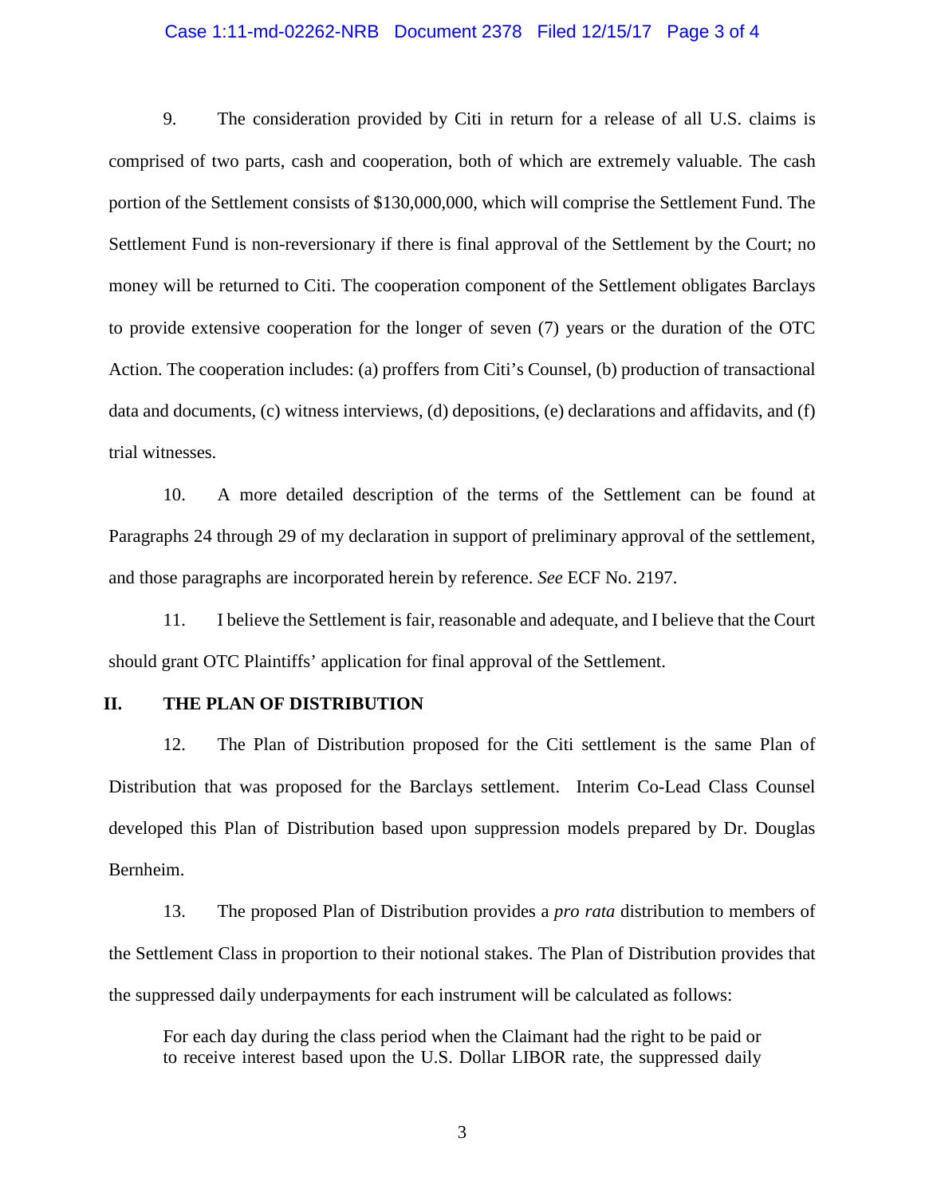9. The consideration provided by Citi in return for a release of all U.S. claims is comprised of two parts, cash and cooperation, both of which are extremely valuable. The cash portion of the Settlement consists of $130,000,000, which will comprise the Settlement Fund. The Settlement Fund is non-reversionary if there is final approval of the Settlement by the Court; no money will be returned to Citi. The cooperation component of the Settlement obligates Barclays to provide extensive cooperation for the longer of seven (7) years or the duration of the OTC Action. The cooperation includes: (a) proffers from Citi's Counsel, (b) production of transactional data and documents, (c) witness interviews, (d) depositions, (e) declarations and affidavits, and (f) trial witnesses.

10. A more detailed description of the terms of the Settlement can be found at Paragraphs 24 through 29 of my declaration in support of preliminary approval of the settlement, and those paragraphs are incorporated herein by reference. *See* ECF No. 2197.

11. I believe the Settlement is fair, reasonable and adequate, and I believe that the Court should grant OTC Plaintiffs' application for final approval of the Settlement.

## II. THE PLAN OF DISTRIBUTION

12. The Plan of Distribution proposed for the Citi settlement is the same Plan of Distribution that was proposed for the Barclays settlement. Interim Co-Lead Class Counsel developed this Plan of Distribution based upon suppression models prepared by Dr. Douglas Bernheim.

13. The proposed Plan of Distribution provides a *pro rata* distribution to members of the Settlement Class in proportion to their notional stakes. The Plan of Distribution provides that the suppressed daily underpayments for each instrument will be calculated as follows:

> For each day during the class period when the Claimant had the right to be paid or to receive interest based upon the U.S. Dollar LIBOR rate, the suppressed daily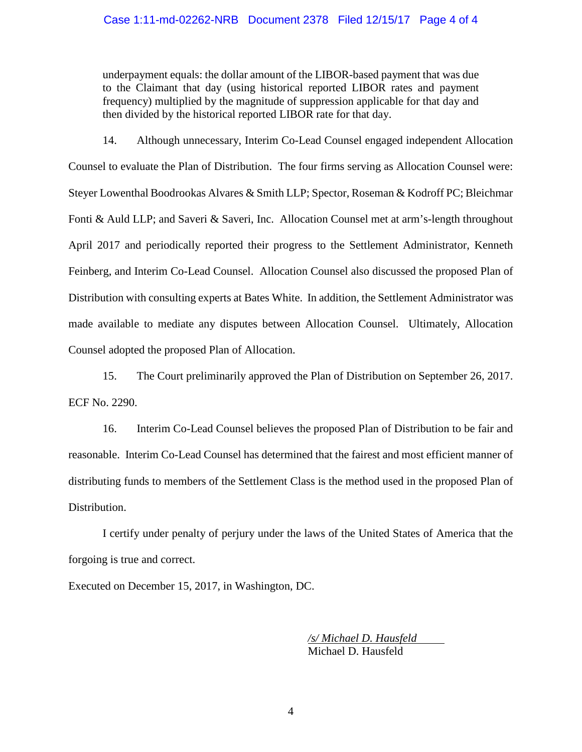underpayment equals: the dollar amount of the LIBOR-based payment that was due to the Claimant that day (using historical reported LIBOR rates and payment frequency) multiplied by the magnitude of suppression applicable for that day and then divided by the historical reported LIBOR rate for that day.

14. Although unnecessary, Interim Co-Lead Counsel engaged independent Allocation Counsel to evaluate the Plan of Distribution. The four firms serving as Allocation Counsel were: Steyer Lowenthal Boodrookas Alvares & Smith LLP; Spector, Roseman & Kodroff PC; Bleichmar Fonti & Auld LLP; and Saveri & Saveri, Inc. Allocation Counsel met at arm's-length throughout April 2017 and periodically reported their progress to the Settlement Administrator, Kenneth Feinberg, and Interim Co-Lead Counsel. Allocation Counsel also discussed the proposed Plan of Distribution with consulting experts at Bates White. In addition, the Settlement Administrator was made available to mediate any disputes between Allocation Counsel. Ultimately, Allocation Counsel adopted the proposed Plan of Allocation.

15. The Court preliminarily approved the Plan of Distribution on September 26, 2017. ECF No. 2290.

16. Interim Co-Lead Counsel believes the proposed Plan of Distribution to be fair and reasonable. Interim Co-Lead Counsel has determined that the fairest and most efficient manner of distributing funds to members of the Settlement Class is the method used in the proposed Plan of Distribution.

I certify under penalty of perjury under the laws of the United States of America that the forgoing is true and correct.

Executed on December 15, 2017, in Washington, DC.

*/s/ Michael D. Hausfeld*
Michael D. Hausfeld